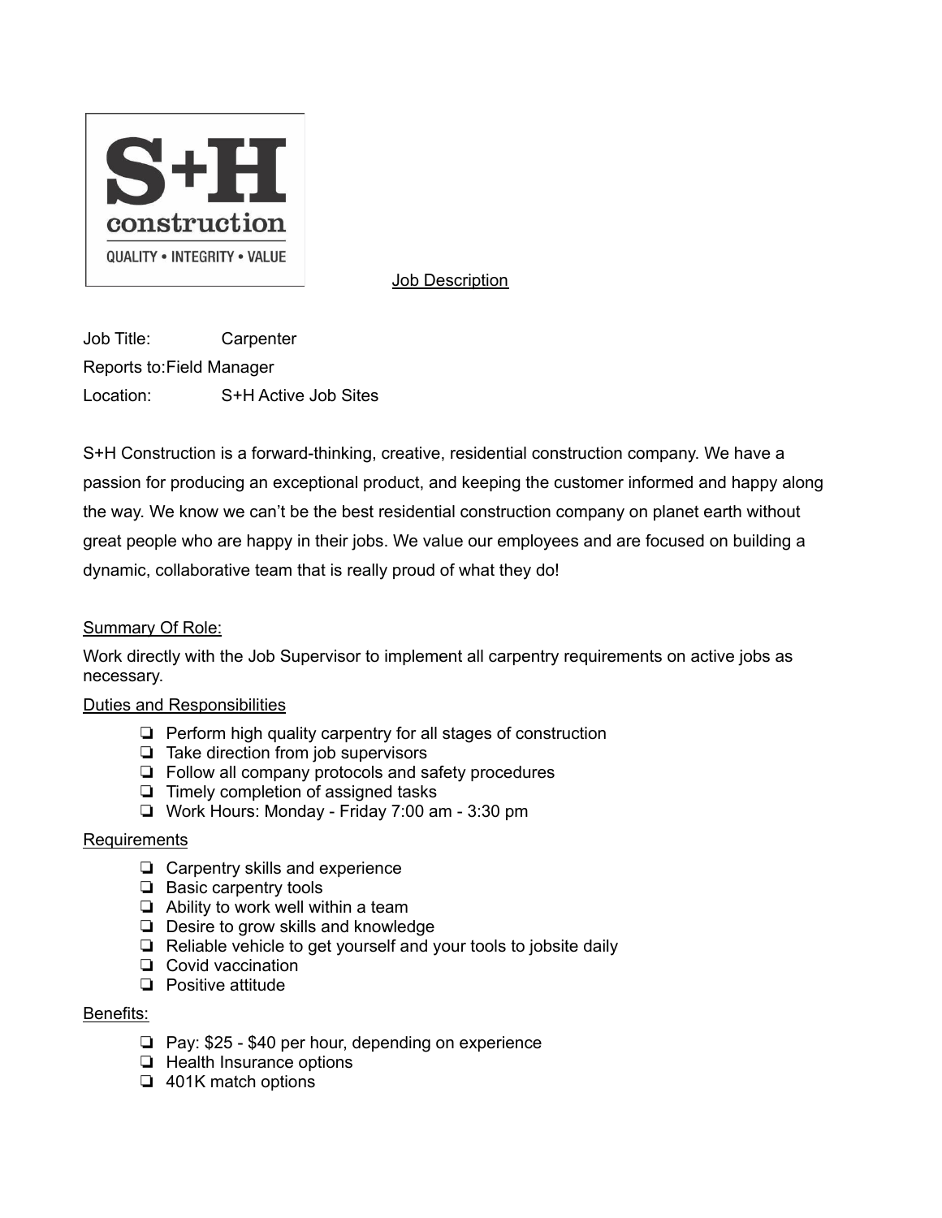S+H construction

QUALITY • INTEGRITY • VALUE

# Job Description

Job Title: Carpenter
Reports to: Field Manager
Location: S+H Active Job Sites

S+H Construction is a forward-thinking, creative, residential construction company. We have a passion for producing an exceptional product, and keeping the customer informed and happy along the way. We know we can't be the best residential construction company on planet earth without great people who are happy in their jobs. We value our employees and are focused on building a dynamic, collaborative team that is really proud of what they do!

## Summary Of Role:

Work directly with the Job Supervisor to implement all carpentry requirements on active jobs as necessary.

## Duties and Responsibilities

- Perform high quality carpentry for all stages of construction
- Take direction from job supervisors
- Follow all company protocols and safety procedures
- Timely completion of assigned tasks
- Work Hours: Monday - Friday 7:00 am - 3:30 pm

## Requirements

- Carpentry skills and experience
- Basic carpentry tools
- Ability to work well within a team
- Desire to grow skills and knowledge
- Reliable vehicle to get yourself and your tools to jobsite daily
- Covid vaccination
- Positive attitude

## Benefits:

- Pay: $25 - $40 per hour, depending on experience
- Health Insurance options
- 401K match options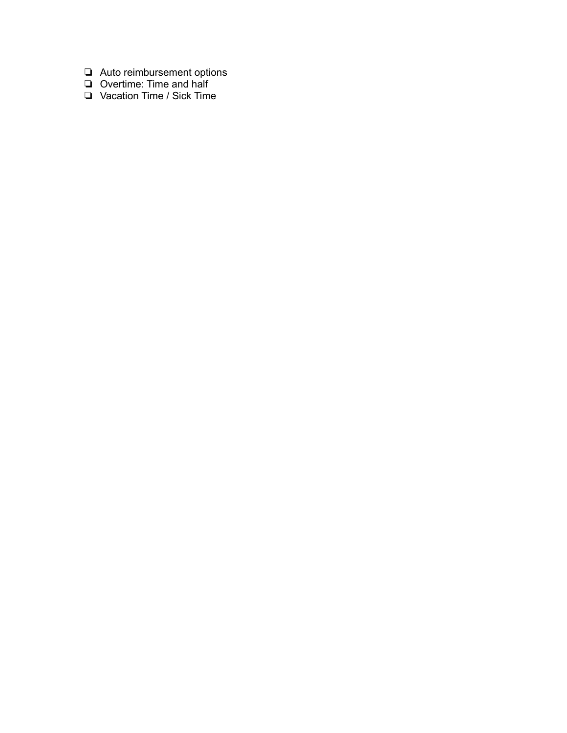- ❏ Auto reimbursement options
- ❏ Overtime: Time and half
- ❏ Vacation Time / Sick Time